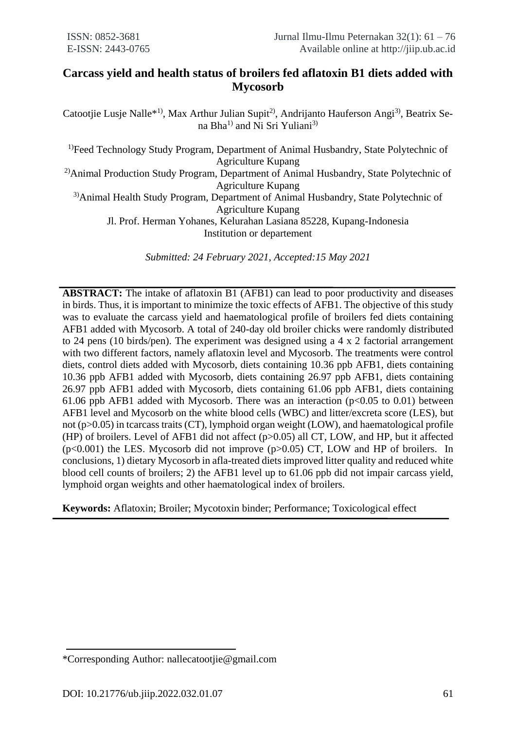# Carcass yield and health status of broilers fed aflatoxin B1 diets added with Mycosorb

Catootjie Lusje Nalle*[1)], Max Arthur Julian Supit[2)], Andrijanto Hauferson Angi[3)], Beatrix Se-na Bha[1)] and Ni Sri Yuliani[3)]

[1)]Feed Technology Study Program, Department of Animal Husbandry, State Polytechnic of Agriculture Kupang

[2)]Animal Production Study Program, Department of Animal Husbandry, State Polytechnic of Agriculture Kupang

[3)]Animal Health Study Program, Department of Animal Husbandry, State Polytechnic of Agriculture Kupang

Jl. Prof. Herman Yohanes, Kelurahan Lasiana 85228, Kupang-Indonesia

Institution or departement

*Submitted: 24 February 2021, Accepted:15 May 2021*

**ABSTRACT:** The intake of aflatoxin B1 (AFB1) can lead to poor productivity and diseases in birds. Thus, it is important to minimize the toxic effects of AFB1. The objective of this study was to evaluate the carcass yield and haematological profile of broilers fed diets containing AFB1 added with Mycosorb. A total of 240-day old broiler chicks were randomly distributed to 24 pens (10 birds/pen). The experiment was designed using a 4 x 2 factorial arrangement with two different factors, namely aflatoxin level and Mycosorb. The treatments were control diets, control diets added with Mycosorb, diets containing 10.36 ppb AFB1, diets containing 10.36 ppb AFB1 added with Mycosorb, diets containing 26.97 ppb AFB1, diets containing 26.97 ppb AFB1 added with Mycosorb, diets containing 61.06 ppb AFB1, diets containing 61.06 ppb AFB1 added with Mycosorb. There was an interaction ($p<0.05$ to 0.01) between AFB1 level and Mycosorb on the white blood cells (WBC) and litter/excreta score (LES), but not ($p>0.05$) in tcarcass traits (CT), lymphoid organ weight (LOW), and haematological profile (HP) of broilers. Level of AFB1 did not affect ($p>0.05$) all CT, LOW, and HP, but it affected ($p<0.001$) the LES. Mycosorb did not improve ($p>0.05$) CT, LOW and HP of broilers. In conclusions, 1) dietary Mycosorb in afla-treated diets improved litter quality and reduced white blood cell counts of broilers; 2) the AFB1 level up to 61.06 ppb did not impair carcass yield, lymphoid organ weights and other haematological index of broilers.

**Keywords:** Aflatoxin; Broiler; Mycotoxin binder; Performance; Toxicological effect

\*Corresponding Author: nallecatootjie@gmail.com

DOI: 10.21776/ub.jiip.2022.032.01.07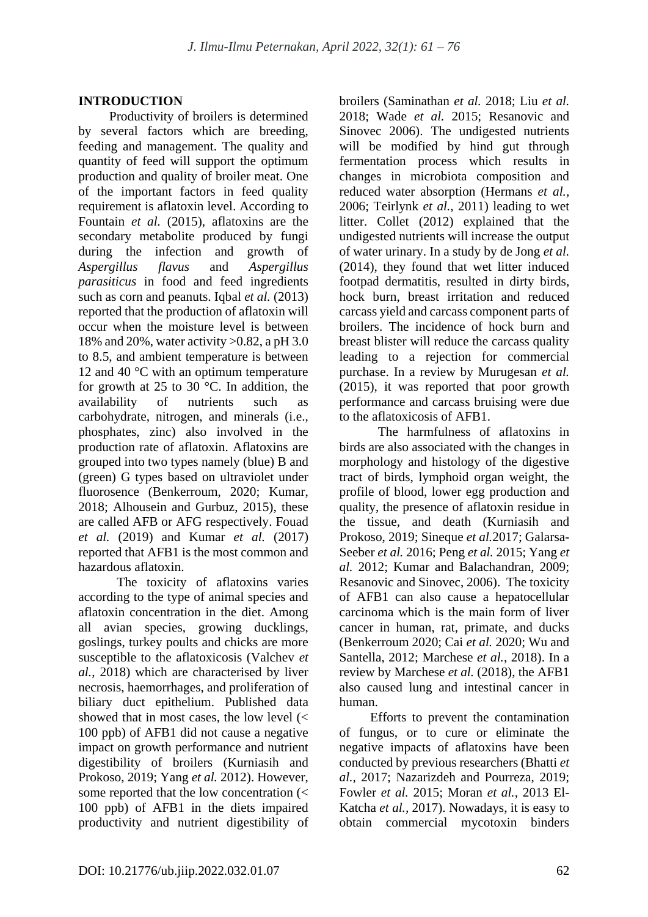## INTRODUCTION

Productivity of broilers is determined by several factors which are breeding, feeding and management. The quality and quantity of feed will support the optimum production and quality of broiler meat. One of the important factors in feed quality requirement is aflatoxin level. According to Fountain *et al.* (2015), aflatoxins are the secondary metabolite produced by fungi during the infection and growth of *Aspergillus flavus* and *Aspergillus parasiticus* in food and feed ingredients such as corn and peanuts. Iqbal *et al.* (2013) reported that the production of aflatoxin will occur when the moisture level is between 18% and 20%, water activity >0.82, a pH 3.0 to 8.5, and ambient temperature is between 12 and 40 °C with an optimum temperature for growth at 25 to 30 °C. In addition, the availability of nutrients such as carbohydrate, nitrogen, and minerals (i.e., phosphates, zinc) also involved in the production rate of aflatoxin. Aflatoxins are grouped into two types namely (blue) B and (green) G types based on ultraviolet under fluorosence (Benkerroum, 2020; Kumar, 2018; Alhousein and Gurbuz, 2015), these are called AFB or AFG respectively. Fouad *et al.* (2019) and Kumar *et al.* (2017) reported that AFB1 is the most common and hazardous aflatoxin.

The toxicity of aflatoxins varies according to the type of animal species and aflatoxin concentration in the diet. Among all avian species, growing ducklings, goslings, turkey poults and chicks are more susceptible to the aflatoxicosis (Valchev *et al.*, 2018) which are characterised by liver necrosis, haemorrhages, and proliferation of biliary duct epithelium. Published data showed that in most cases, the low level (< 100 ppb) of AFB1 did not cause a negative impact on growth performance and nutrient digestibility of broilers (Kurniasih and Prokoso, 2019; Yang *et al.* 2012). However, some reported that the low concentration (< 100 ppb) of AFB1 in the diets impaired productivity and nutrient digestibility of broilers (Saminathan *et al.* 2018; Liu *et al.* 2018; Wade *et al.* 2015; Resanovic and Sinovec 2006). The undigested nutrients will be modified by hind gut through fermentation process which results in changes in microbiota composition and reduced water absorption (Hermans *et al.*, 2006; Teirlynk *et al.*, 2011) leading to wet litter. Collet (2012) explained that the undigested nutrients will increase the output of water urinary. In a study by de Jong *et al.* (2014), they found that wet litter induced footpad dermatitis, resulted in dirty birds, hock burn, breast irritation and reduced carcass yield and carcass component parts of broilers. The incidence of hock burn and breast blister will reduce the carcass quality leading to a rejection for commercial purchase. In a review by Murugesan *et al.* (2015), it was reported that poor growth performance and carcass bruising were due to the aflatoxicosis of AFB1.

The harmfulness of aflatoxins in birds are also associated with the changes in morphology and histology of the digestive tract of birds, lymphoid organ weight, the profile of blood, lower egg production and quality, the presence of aflatoxin residue in the tissue, and death (Kurniasih and Prokoso, 2019; Sineque *et al.*2017; Galarsa-Seeber *et al.* 2016; Peng *et al.* 2015; Yang *et al.* 2012; Kumar and Balachandran, 2009; Resanovic and Sinovec, 2006). The toxicity of AFB1 can also cause a hepatocellular carcinoma which is the main form of liver cancer in human, rat, primate, and ducks (Benkerroum 2020; Cai *et al.* 2020; Wu and Santella, 2012; Marchese *et al.*, 2018). In a review by Marchese *et al.* (2018), the AFB1 also caused lung and intestinal cancer in human.

Efforts to prevent the contamination of fungus, or to cure or eliminate the negative impacts of aflatoxins have been conducted by previous researchers (Bhatti *et al.*, 2017; Nazarizdeh and Pourreza, 2019; Fowler *et al.* 2015; Moran *et al.*, 2013 El-Katcha *et al.*, 2017). Nowadays, it is easy to obtain commercial mycotoxin binders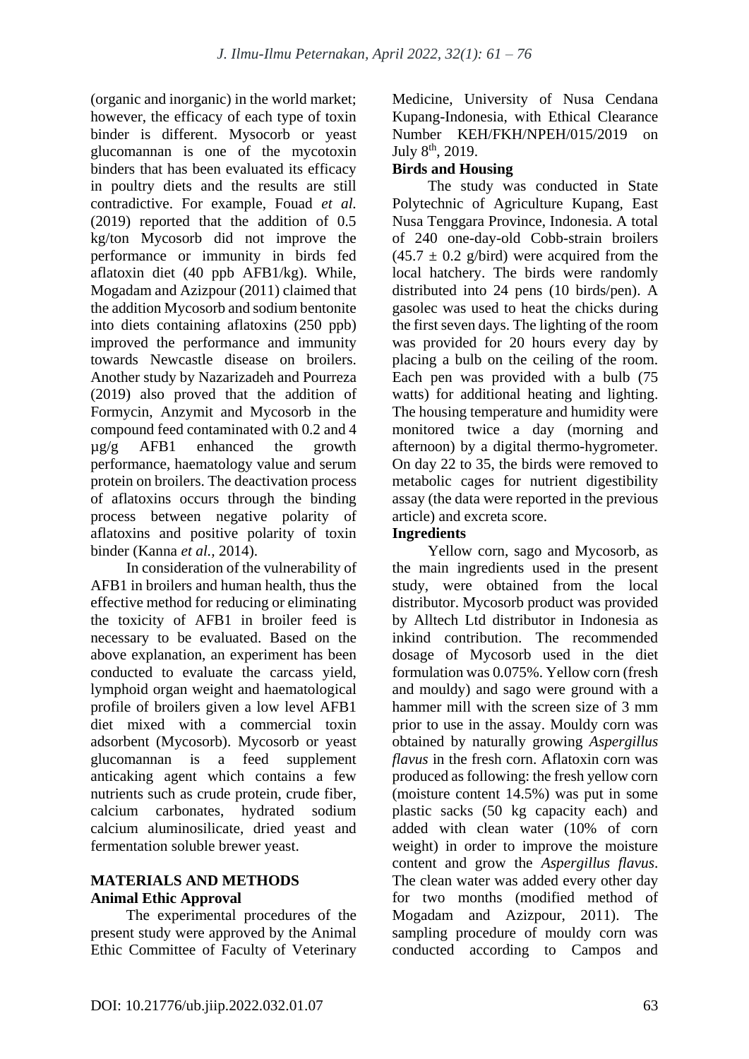(organic and inorganic) in the world market; however, the efficacy of each type of toxin binder is different. Mysocorb or yeast glucomannan is one of the mycotoxin binders that has been evaluated its efficacy in poultry diets and the results are still contradictive. For example, Fouad *et al.* (2019) reported that the addition of 0.5 kg/ton Mycosorb did not improve the performance or immunity in birds fed aflatoxin diet (40 ppb AFB1/kg). While, Mogadam and Azizpour (2011) claimed that the addition Mycosorb and sodium bentonite into diets containing aflatoxins (250 ppb) improved the performance and immunity towards Newcastle disease on broilers. Another study by Nazarizadeh and Pourreza (2019) also proved that the addition of Formycin, Anzymit and Mycosorb in the compound feed contaminated with 0.2 and 4 µg/g AFB1 enhanced the growth performance, haematology value and serum protein on broilers. The deactivation process of aflatoxins occurs through the binding process between negative polarity of aflatoxins and positive polarity of toxin binder (Kanna *et al.,* 2014).

In consideration of the vulnerability of AFB1 in broilers and human health, thus the effective method for reducing or eliminating the toxicity of AFB1 in broiler feed is necessary to be evaluated. Based on the above explanation, an experiment has been conducted to evaluate the carcass yield, lymphoid organ weight and haematological profile of broilers given a low level AFB1 diet mixed with a commercial toxin adsorbent (Mycosorb). Mycosorb or yeast glucomannan is a feed supplement anticaking agent which contains a few nutrients such as crude protein, crude fiber, calcium carbonates, hydrated sodium calcium aluminosilicate, dried yeast and fermentation soluble brewer yeast.

## MATERIALS AND METHODS

### Animal Ethic Approval

The experimental procedures of the present study were approved by the Animal Ethic Committee of Faculty of Veterinary Medicine, University of Nusa Cendana Kupang-Indonesia, with Ethical Clearance Number KEH/FKH/NPEH/015/2019 on July 8th, 2019.

### Birds and Housing

The study was conducted in State Polytechnic of Agriculture Kupang, East Nusa Tenggara Province, Indonesia. A total of 240 one-day-old Cobb-strain broilers ($45.7 \pm 0.2$ g/bird) were acquired from the local hatchery. The birds were randomly distributed into 24 pens (10 birds/pen). A gasolec was used to heat the chicks during the first seven days. The lighting of the room was provided for 20 hours every day by placing a bulb on the ceiling of the room. Each pen was provided with a bulb (75 watts) for additional heating and lighting. The housing temperature and humidity were monitored twice a day (morning and afternoon) by a digital thermo-hygrometer. On day 22 to 35, the birds were removed to metabolic cages for nutrient digestibility assay (the data were reported in the previous article) and excreta score.

### Ingredients

Yellow corn, sago and Mycosorb, as the main ingredients used in the present study, were obtained from the local distributor. Mycosorb product was provided by Alltech Ltd distributor in Indonesia as inkind contribution. The recommended dosage of Mycosorb used in the diet formulation was 0.075%. Yellow corn (fresh and mouldy) and sago were ground with a hammer mill with the screen size of 3 mm prior to use in the assay. Mouldy corn was obtained by naturally growing *Aspergillus flavus* in the fresh corn. Aflatoxin corn was produced as following: the fresh yellow corn (moisture content 14.5%) was put in some plastic sacks (50 kg capacity each) and added with clean water (10% of corn weight) in order to improve the moisture content and grow the *Aspergillus flavus*. The clean water was added every other day for two months (modified method of Mogadam and Azizpour, 2011). The sampling procedure of mouldy corn was conducted according to Campos and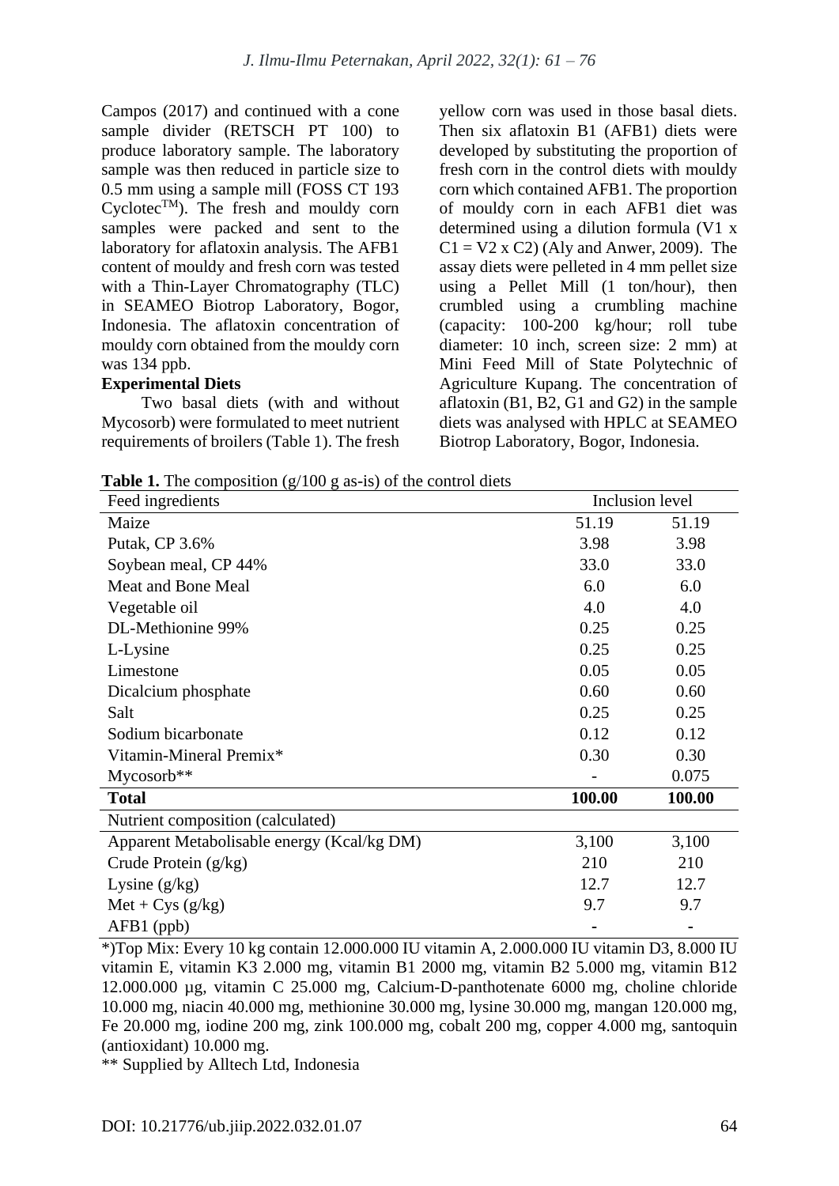Campos (2017) and continued with a cone sample divider (RETSCH PT 100) to produce laboratory sample. The laboratory sample was then reduced in particle size to 0.5 mm using a sample mill (FOSS CT 193 Cyclotec™). The fresh and mouldy corn samples were packed and sent to the laboratory for aflatoxin analysis. The AFB1 content of mouldy and fresh corn was tested with a Thin-Layer Chromatography (TLC) in SEAMEO Biotrop Laboratory, Bogor, Indonesia. The aflatoxin concentration of mouldy corn obtained from the mouldy corn was 134 ppb.

**Experimental Diets**

Two basal diets (with and without Mycosorb) were formulated to meet nutrient requirements of broilers (Table 1). The fresh yellow corn was used in those basal diets. Then six aflatoxin B1 (AFB1) diets were developed by substituting the proportion of fresh corn in the control diets with mouldy corn which contained AFB1. The proportion of mouldy corn in each AFB1 diet was determined using a dilution formula ($V1 \times C1 = V2 \times C2$) (Aly and Anwer, 2009). The assay diets were pelleted in 4 mm pellet size using a Pellet Mill (1 ton/hour), then crumbled using a crumbling machine (capacity: 100-200 kg/hour; roll tube diameter: 10 inch, screen size: 2 mm) at Mini Feed Mill of State Polytechnic of Agriculture Kupang. The concentration of aflatoxin (B1, B2, G1 and G2) in the sample diets was analysed with HPLC at SEAMEO Biotrop Laboratory, Bogor, Indonesia.

**Table 1.** The composition (g/100 g as-is) of the control diets

| Feed ingredients | Inclusion level | |
|---|---|---|
| Maize | 51.19 | 51.19 |
| Putak, CP 3.6% | 3.98 | 3.98 |
| Soybean meal, CP 44% | 33.0 | 33.0 |
| Meat and Bone Meal | 6.0 | 6.0 |
| Vegetable oil | 4.0 | 4.0 |
| DL-Methionine 99% | 0.25 | 0.25 |
| L-Lysine | 0.25 | 0.25 |
| Limestone | 0.05 | 0.05 |
| Dicalcium phosphate | 0.60 | 0.60 |
| Salt | 0.25 | 0.25 |
| Sodium bicarbonate | 0.12 | 0.12 |
| Vitamin-Mineral Premix* | 0.30 | 0.30 |
| Mycosorb** | - | 0.075 |
| **Total** | **100.00** | **100.00** |
| Nutrient composition (calculated) | | |
| Apparent Metabolisable energy (Kcal/kg DM) | 3,100 | 3,100 |
| Crude Protein (g/kg) | 210 | 210 |
| Lysine (g/kg) | 12.7 | 12.7 |
| Met + Cys (g/kg) | 9.7 | 9.7 |
| AFB1 (ppb) | - | - |

*)Top Mix: Every 10 kg contain 12.000.000 IU vitamin A, 2.000.000 IU vitamin D3, 8.000 IU vitamin E, vitamin K3 2.000 mg, vitamin B1 2000 mg, vitamin B2 5.000 mg, vitamin B12 12.000.000 µg, vitamin C 25.000 mg, Calcium-D-panthotenate 6000 mg, choline chloride 10.000 mg, niacin 40.000 mg, methionine 30.000 mg, lysine 30.000 mg, mangan 120.000 mg, Fe 20.000 mg, iodine 200 mg, zink 100.000 mg, cobalt 200 mg, copper 4.000 mg, santoquin (antioxidant) 10.000 mg.

** Supplied by Alltech Ltd, Indonesia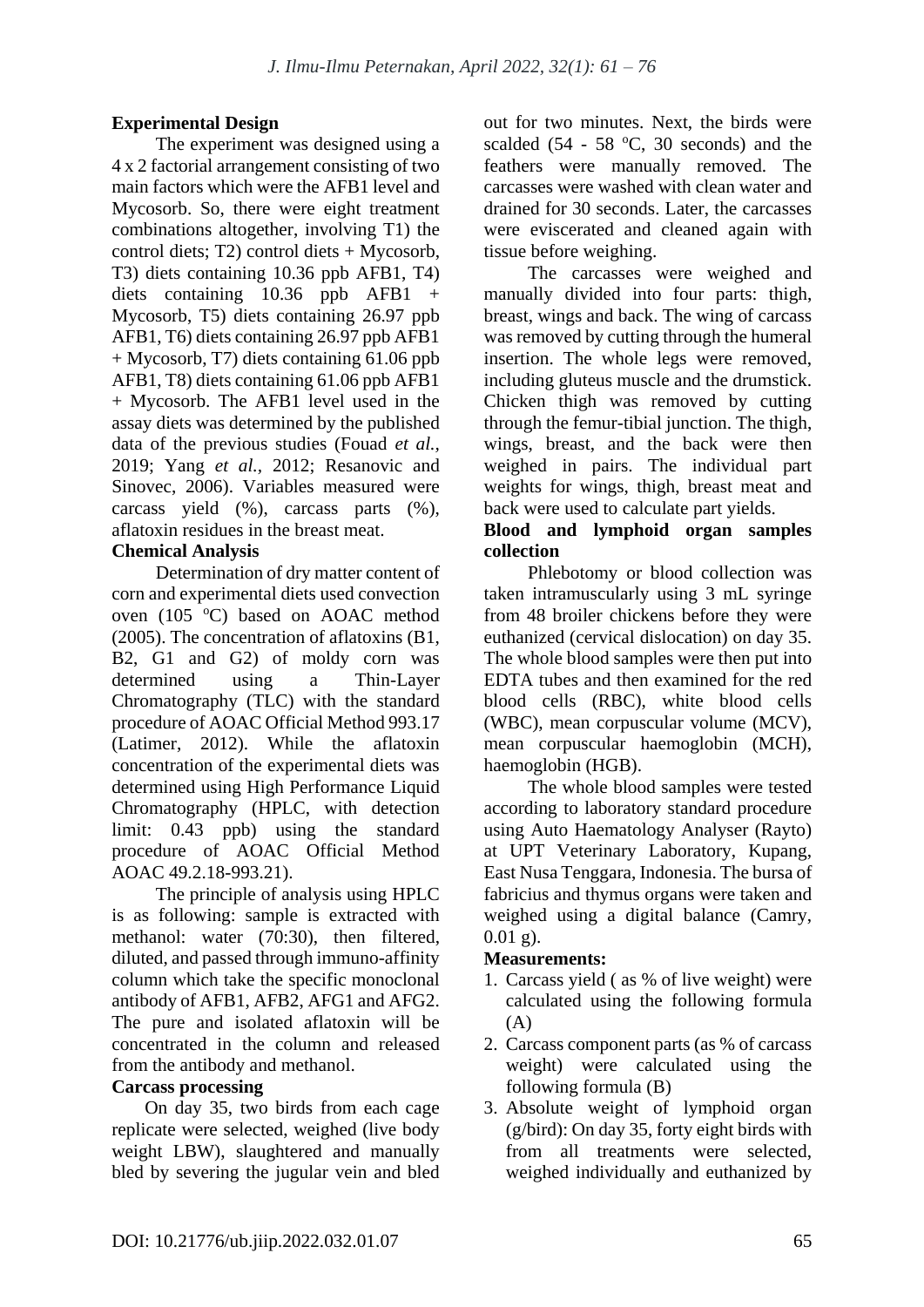### Experimental Design

The experiment was designed using a 4 x 2 factorial arrangement consisting of two main factors which were the AFB1 level and Mycosorb. So, there were eight treatment combinations altogether, involving T1) the control diets; T2) control diets + Mycosorb, T3) diets containing 10.36 ppb AFB1, T4) diets containing 10.36 ppb AFB1 + Mycosorb, T5) diets containing 26.97 ppb AFB1, T6) diets containing 26.97 ppb AFB1 + Mycosorb, T7) diets containing 61.06 ppb AFB1, T8) diets containing 61.06 ppb AFB1 + Mycosorb. The AFB1 level used in the assay diets was determined by the published data of the previous studies (Fouad *et al.*, 2019; Yang *et al.*, 2012; Resanovic and Sinovec, 2006). Variables measured were carcass yield (%), carcass parts (%), aflatoxin residues in the breast meat.

### Chemical Analysis

Determination of dry matter content of corn and experimental diets used convection oven (105 $^{o}$C) based on AOAC method (2005). The concentration of aflatoxins (B1, B2, G1 and G2) of moldy corn was determined using a Thin-Layer Chromatography (TLC) with the standard procedure of AOAC Official Method 993.17 (Latimer, 2012). While the aflatoxin concentration of the experimental diets was determined using High Performance Liquid Chromatography (HPLC, with detection limit: 0.43 ppb) using the standard procedure of AOAC Official Method AOAC 49.2.18-993.21).

The principle of analysis using HPLC is as following: sample is extracted with methanol: water (70:30), then filtered, diluted, and passed through immuno-affinity column which take the specific monoclonal antibody of AFB1, AFB2, AFG1 and AFG2. The pure and isolated aflatoxin will be concentrated in the column and released from the antibody and methanol.

### Carcass processing

On day 35, two birds from each cage replicate were selected, weighed (live body weight LBW), slaughtered and manually bled by severing the jugular vein and bled out for two minutes. Next, the birds were scalded (54 - 58 $^{o}$C, 30 seconds) and the feathers were manually removed. The carcasses were washed with clean water and drained for 30 seconds. Later, the carcasses were eviscerated and cleaned again with tissue before weighing.

The carcasses were weighed and manually divided into four parts: thigh, breast, wings and back. The wing of carcass was removed by cutting through the humeral insertion. The whole legs were removed, including gluteus muscle and the drumstick. Chicken thigh was removed by cutting through the femur-tibial junction. The thigh, wings, breast, and the back were then weighed in pairs. The individual part weights for wings, thigh, breast meat and back were used to calculate part yields.

### Blood and lymphoid organ samples collection

Phlebotomy or blood collection was taken intramuscularly using 3 mL syringe from 48 broiler chickens before they were euthanized (cervical dislocation) on day 35. The whole blood samples were then put into EDTA tubes and then examined for the red blood cells (RBC), white blood cells (WBC), mean corpuscular volume (MCV), mean corpuscular haemoglobin (MCH), haemoglobin (HGB).

The whole blood samples were tested according to laboratory standard procedure using Auto Haematology Analyser (Rayto) at UPT Veterinary Laboratory, Kupang, East Nusa Tenggara, Indonesia. The bursa of fabricius and thymus organs were taken and weighed using a digital balance (Camry, 0.01 g).

### Measurements:

1. Carcass yield ( as % of live weight) were calculated using the following formula (A)
2. Carcass component parts (as % of carcass weight) were calculated using the following formula (B)
3. Absolute weight of lymphoid organ (g/bird): On day 35, forty eight birds with from all treatments were selected, weighed individually and euthanized by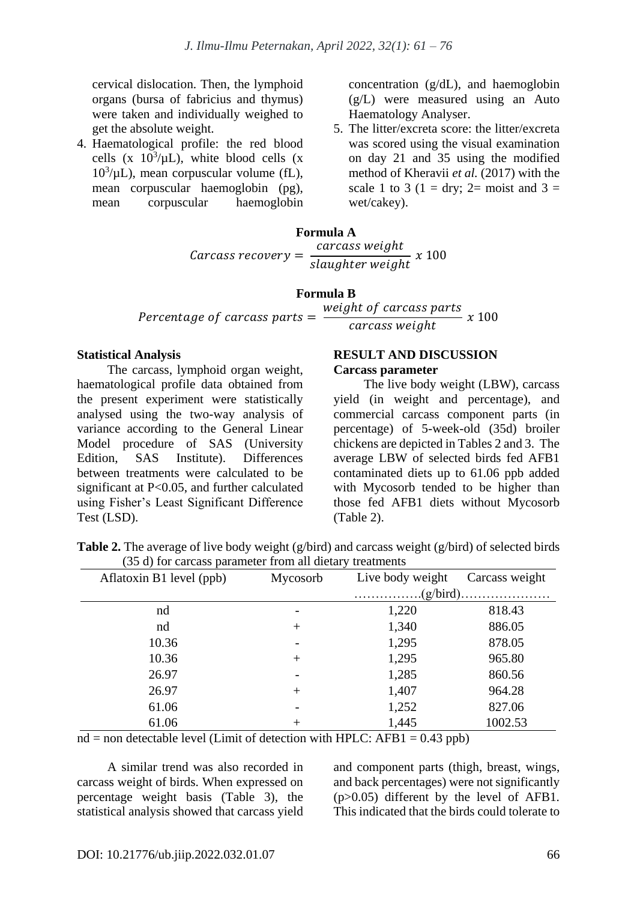cervical dislocation. Then, the lymphoid organs (bursa of fabricius and thymus) were taken and individually weighed to get the absolute weight.

4. Haematological profile: the red blood cells (x $10^3$/μL), white blood cells (x $10^3$/μL), mean corpuscular volume (fL), mean corpuscular haemoglobin (pg), mean corpuscular haemoglobin concentration (g/dL), and haemoglobin (g/L) were measured using an Auto Haematology Analyser.
5. The litter/excreta score: the litter/excreta was scored using the visual examination on day 21 and 35 using the modified method of Kheravii *et al.* (2017) with the scale 1 to 3 (1 = dry; 2= moist and 3 = wet/cakey).

**Formula A**

$$Carcass\ recovery = \frac{carcass\ weight}{slaughter\ weight}\ x\ 100$$

**Formula B**

$$Percentage\ of\ carcass\ parts = \frac{weight\ of\ carcass\ parts}{carcass\ weight}\ x\ 100$$

**Statistical Analysis**

The carcass, lymphoid organ weight, haematological profile data obtained from the present experiment were statistically analysed using the two-way analysis of variance according to the General Linear Model procedure of SAS (University Edition, SAS Institute). Differences between treatments were calculated to be significant at P<0.05, and further calculated using Fisher's Least Significant Difference Test (LSD).

## RESULT AND DISCUSSION

**Carcass parameter**

The live body weight (LBW), carcass yield (in weight and percentage), and commercial carcass component parts (in percentage) of 5-week-old (35d) broiler chickens are depicted in Tables 2 and 3. The average LBW of selected birds fed AFB1 contaminated diets up to 61.06 ppb added with Mycosorb tended to be higher than those fed AFB1 diets without Mycosorb (Table 2).

**Table 2.** The average of live body weight (g/bird) and carcass weight (g/bird) of selected birds (35 d) for carcass parameter from all dietary treatments

| Aflatoxin B1 level (ppb) | Mycosorb | Live body weight | Carcass weight |
|---|---|---|---|
| | | ................(g/bird)..................... | |
| nd | - | 1,220 | 818.43 |
| nd | + | 1,340 | 886.05 |
| 10.36 | - | 1,295 | 878.05 |
| 10.36 | + | 1,295 | 965.80 |
| 26.97 | - | 1,285 | 860.56 |
| 26.97 | + | 1,407 | 964.28 |
| 61.06 | - | 1,252 | 827.06 |
| 61.06 | + | 1,445 | 1002.53 |

nd = non detectable level (Limit of detection with HPLC: AFB1 = 0.43 ppb)

A similar trend was also recorded in carcass weight of birds. When expressed on percentage weight basis (Table 3), the statistical analysis showed that carcass yield and component parts (thigh, breast, wings, and back percentages) were not significantly (p>0.05) different by the level of AFB1. This indicated that the birds could tolerate to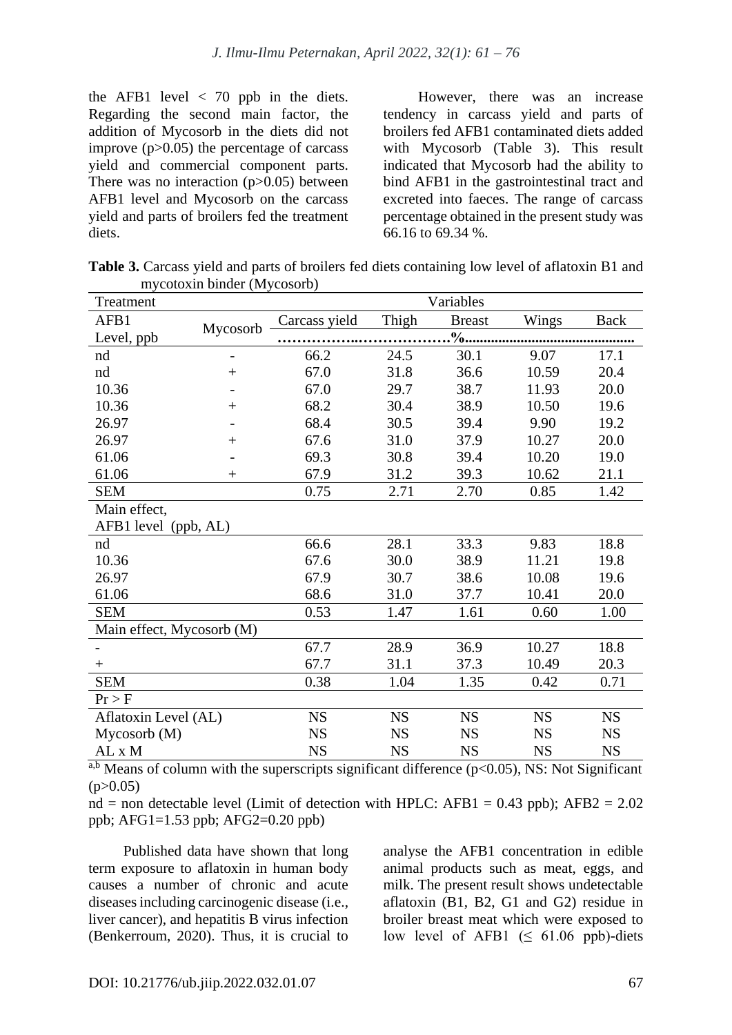the AFB1 level < 70 ppb in the diets. Regarding the second main factor, the addition of Mycosorb in the diets did not improve ($p>0.05$) the percentage of carcass yield and commercial component parts. There was no interaction ($p>0.05$) between AFB1 level and Mycosorb on the carcass yield and parts of broilers fed the treatment diets.

However, there was an increase tendency in carcass yield and parts of broilers fed AFB1 contaminated diets added with Mycosorb (Table 3). This result indicated that Mycosorb had the ability to bind AFB1 in the gastrointestinal tract and excreted into faeces. The range of carcass percentage obtained in the present study was 66.16 to 69.34 %.

**Table 3.** Carcass yield and parts of broilers fed diets containing low level of aflatoxin B1 and mycotoxin binder (Mycosorb)

| Treatment | | Variables | | | | |
|---|---|---|---|---|---|---|
| AFB1 Level, ppb | Mycosorb | Carcass yield | Thigh | Breast | Wings | Back |
| | | % | | | | |
| nd | - | 66.2 | 24.5 | 30.1 | 9.07 | 17.1 |
| nd | + | 67.0 | 31.8 | 36.6 | 10.59 | 20.4 |
| 10.36 | - | 67.0 | 29.7 | 38.7 | 11.93 | 20.0 |
| 10.36 | + | 68.2 | 30.4 | 38.9 | 10.50 | 19.6 |
| 26.97 | - | 68.4 | 30.5 | 39.4 | 9.90 | 19.2 |
| 26.97 | + | 67.6 | 31.0 | 37.9 | 10.27 | 20.0 |
| 61.06 | - | 69.3 | 30.8 | 39.4 | 10.20 | 19.0 |
| 61.06 | + | 67.9 | 31.2 | 39.3 | 10.62 | 21.1 |
| SEM | | 0.75 | 2.71 | 2.70 | 0.85 | 1.42 |
| Main effect, AFB1 level (ppb, AL) | | | | | | |
| nd | | 66.6 | 28.1 | 33.3 | 9.83 | 18.8 |
| 10.36 | | 67.6 | 30.0 | 38.9 | 11.21 | 19.8 |
| 26.97 | | 67.9 | 30.7 | 38.6 | 10.08 | 19.6 |
| 61.06 | | 68.6 | 31.0 | 37.7 | 10.41 | 20.0 |
| SEM | | 0.53 | 1.47 | 1.61 | 0.60 | 1.00 |
| Main effect, Mycosorb (M) | | | | | | |
| - | | 67.7 | 28.9 | 36.9 | 10.27 | 18.8 |
| + | | 67.7 | 31.1 | 37.3 | 10.49 | 20.3 |
| SEM | | 0.38 | 1.04 | 1.35 | 0.42 | 0.71 |
| Pr > F | | | | | | |
| Aflatoxin Level (AL) | | NS | NS | NS | NS | NS |
| Mycosorb (M) | | NS | NS | NS | NS | NS |
| AL x M | | NS | NS | NS | NS | NS |

[a,b] Means of column with the superscripts significant difference ($p<0.05$), NS: Not Significant ($p>0.05$)

nd = non detectable level (Limit of detection with HPLC: AFB1 = 0.43 ppb); AFB2 = 2.02 ppb; AFG1=1.53 ppb; AFG2=0.20 ppb)

Published data have shown that long term exposure to aflatoxin in human body causes a number of chronic and acute diseases including carcinogenic disease (i.e., liver cancer), and hepatitis B virus infection (Benkerroum, 2020). Thus, it is crucial to analyse the AFB1 concentration in edible animal products such as meat, eggs, and milk. The present result shows undetectable aflatoxin (B1, B2, G1 and G2) residue in broiler breast meat which were exposed to low level of AFB1 (≤ 61.06 ppb)-diets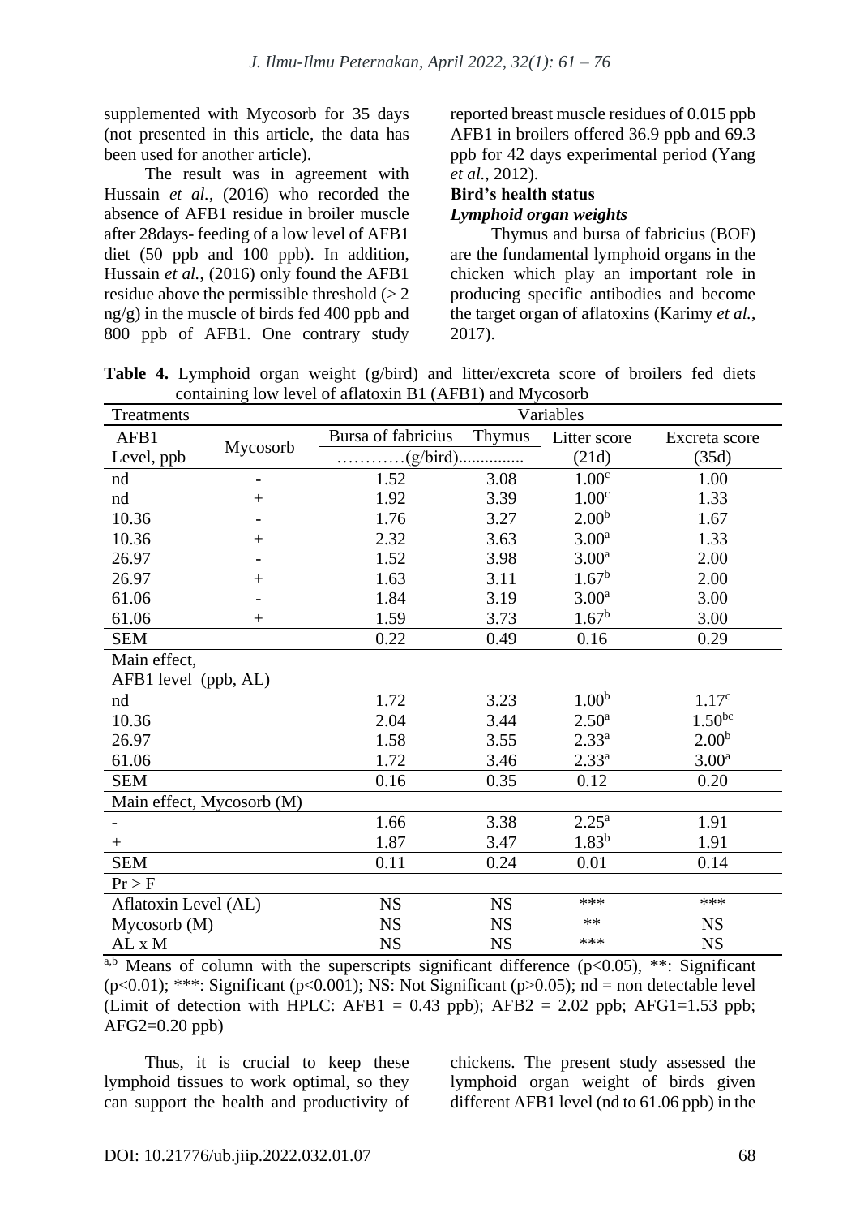supplemented with Mycosorb for 35 days (not presented in this article, the data has been used for another article).

The result was in agreement with Hussain *et al.*, (2016) who recorded the absence of AFB1 residue in broiler muscle after 28days- feeding of a low level of AFB1 diet (50 ppb and 100 ppb). In addition, Hussain *et al.*, (2016) only found the AFB1 residue above the permissible threshold (> 2 ng/g) in the muscle of birds fed 400 ppb and 800 ppb of AFB1. One contrary study reported breast muscle residues of 0.015 ppb AFB1 in broilers offered 36.9 ppb and 69.3 ppb for 42 days experimental period (Yang *et al.*, 2012).

**Bird's health status**

***Lymphoid organ weights***

Thymus and bursa of fabricius (BOF) are the fundamental lymphoid organs in the chicken which play an important role in producing specific antibodies and become the target organ of aflatoxins (Karimy *et al.*, 2017).

**Table 4.** Lymphoid organ weight (g/bird) and litter/excreta score of broilers fed diets containing low level of aflatoxin B1 (AFB1) and Mycosorb

| Treatments | | Variables | | | |
|---|---|---|---|---|---|
| AFB1 Level, ppb | Mycosorb | Bursa of fabricius | Thymus | Litter score (21d) | Excreta score (35d) |
| | | ............(g/bird)............ | | | |
| nd | - | 1.52 | 3.08 | 1.00[c] | 1.00 |
| nd | + | 1.92 | 3.39 | 1.00[c] | 1.33 |
| 10.36 | - | 1.76 | 3.27 | 2.00[b] | 1.67 |
| 10.36 | + | 2.32 | 3.63 | 3.00[a] | 1.33 |
| 26.97 | - | 1.52 | 3.98 | 3.00[a] | 2.00 |
| 26.97 | + | 1.63 | 3.11 | 1.67[b] | 2.00 |
| 61.06 | - | 1.84 | 3.19 | 3.00[a] | 3.00 |
| 61.06 | + | 1.59 | 3.73 | 1.67[b] | 3.00 |
| SEM | | 0.22 | 0.49 | 0.16 | 0.29 |
| Main effect, AFB1 level (ppb, AL) | | | | | |
| nd | | 1.72 | 3.23 | 1.00[b] | 1.17[c] |
| 10.36 | | 2.04 | 3.44 | 2.50[a] | 1.50[bc] |
| 26.97 | | 1.58 | 3.55 | 2.33[a] | 2.00[b] |
| 61.06 | | 1.72 | 3.46 | 2.33[a] | 3.00[a] |
| SEM | | 0.16 | 0.35 | 0.12 | 0.20 |
| Main effect, Mycosorb (M) | | | | | |
| - | | 1.66 | 3.38 | 2.25[a] | 1.91 |
| + | | 1.87 | 3.47 | 1.83[b] | 1.91 |
| SEM | | 0.11 | 0.24 | 0.01 | 0.14 |
| Pr > F | | | | | |
| Aflatoxin Level (AL) | | NS | NS | *** | *** |
| Mycosorb (M) | | NS | NS | ** | NS |
| AL x M | | NS | NS | *** | NS |

[a,b] Means of column with the superscripts significant difference ($p<0.05$), **: Significant ($p<0.01$); ***: Significant ($p<0.001$); NS: Not Significant ($p>0.05$); nd = non detectable level (Limit of detection with HPLC: AFB1 = 0.43 ppb); AFB2 = 2.02 ppb; AFG1=1.53 ppb; AFG2=0.20 ppb)

Thus, it is crucial to keep these lymphoid tissues to work optimal, so they can support the health and productivity of chickens. The present study assessed the lymphoid organ weight of birds given different AFB1 level (nd to 61.06 ppb) in the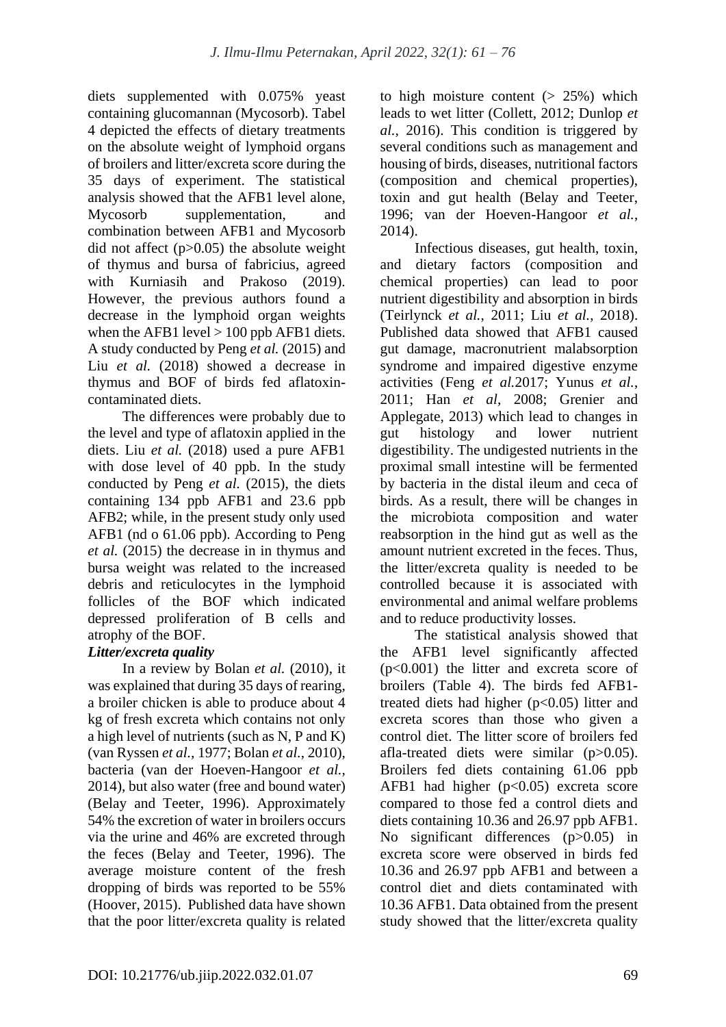diets supplemented with 0.075% yeast containing glucomannan (Mycosorb). Tabel 4 depicted the effects of dietary treatments on the absolute weight of lymphoid organs of broilers and litter/excreta score during the 35 days of experiment. The statistical analysis showed that the AFB1 level alone, Mycosorb supplementation, and combination between AFB1 and Mycosorb did not affect ($p>0.05$) the absolute weight of thymus and bursa of fabricius, agreed with Kurniasih and Prakoso (2019). However, the previous authors found a decrease in the lymphoid organ weights when the AFB1 level > 100 ppb AFB1 diets. A study conducted by Peng *et al.* (2015) and Liu *et al.* (2018) showed a decrease in thymus and BOF of birds fed aflatoxin-contaminated diets.

The differences were probably due to the level and type of aflatoxin applied in the diets. Liu *et al.* (2018) used a pure AFB1 with dose level of 40 ppb. In the study conducted by Peng *et al.* (2015), the diets containing 134 ppb AFB1 and 23.6 ppb AFB2; while, in the present study only used AFB1 (nd o 61.06 ppb). According to Peng *et al.* (2015) the decrease in in thymus and bursa weight was related to the increased debris and reticulocytes in the lymphoid follicles of the BOF which indicated depressed proliferation of B cells and atrophy of the BOF.

***Litter/excreta quality***

In a review by Bolan *et al.* (2010), it was explained that during 35 days of rearing, a broiler chicken is able to produce about 4 kg of fresh excreta which contains not only a high level of nutrients (such as N, P and K) (van Ryssen *et al.*, 1977; Bolan *et al.*, 2010), bacteria (van der Hoeven-Hangoor *et al.*, 2014), but also water (free and bound water) (Belay and Teeter, 1996). Approximately 54% the excretion of water in broilers occurs via the urine and 46% are excreted through the feces (Belay and Teeter, 1996). The average moisture content of the fresh dropping of birds was reported to be 55% (Hoover, 2015). Published data have shown that the poor litter/excreta quality is related to high moisture content (> 25%) which leads to wet litter (Collett, 2012; Dunlop *et al.*, 2016). This condition is triggered by several conditions such as management and housing of birds, diseases, nutritional factors (composition and chemical properties), toxin and gut health (Belay and Teeter, 1996; van der Hoeven-Hangoor *et al.*, 2014).

Infectious diseases, gut health, toxin, and dietary factors (composition and chemical properties) can lead to poor nutrient digestibility and absorption in birds (Teirlynck *et al.*, 2011; Liu *et al.*, 2018). Published data showed that AFB1 caused gut damage, macronutrient malabsorption syndrome and impaired digestive enzyme activities (Feng *et al.*2017; Yunus *et al.*, 2011; Han *et al*, 2008; Grenier and Applegate, 2013) which lead to changes in gut histology and lower nutrient digestibility. The undigested nutrients in the proximal small intestine will be fermented by bacteria in the distal ileum and ceca of birds. As a result, there will be changes in the microbiota composition and water reabsorption in the hind gut as well as the amount nutrient excreted in the feces. Thus, the litter/excreta quality is needed to be controlled because it is associated with environmental and animal welfare problems and to reduce productivity losses.

The statistical analysis showed that the AFB1 level significantly affected ($p<0.001$) the litter and excreta score of broilers (Table 4). The birds fed AFB1-treated diets had higher ($p<0.05$) litter and excreta scores than those who given a control diet. The litter score of broilers fed afla-treated diets were similar ($p>0.05$). Broilers fed diets containing 61.06 ppb AFB1 had higher ($p<0.05$) excreta score compared to those fed a control diets and diets containing 10.36 and 26.97 ppb AFB1. No significant differences ($p>0.05$) in excreta score were observed in birds fed 10.36 and 26.97 ppb AFB1 and between a control diet and diets contaminated with 10.36 AFB1. Data obtained from the present study showed that the litter/excreta quality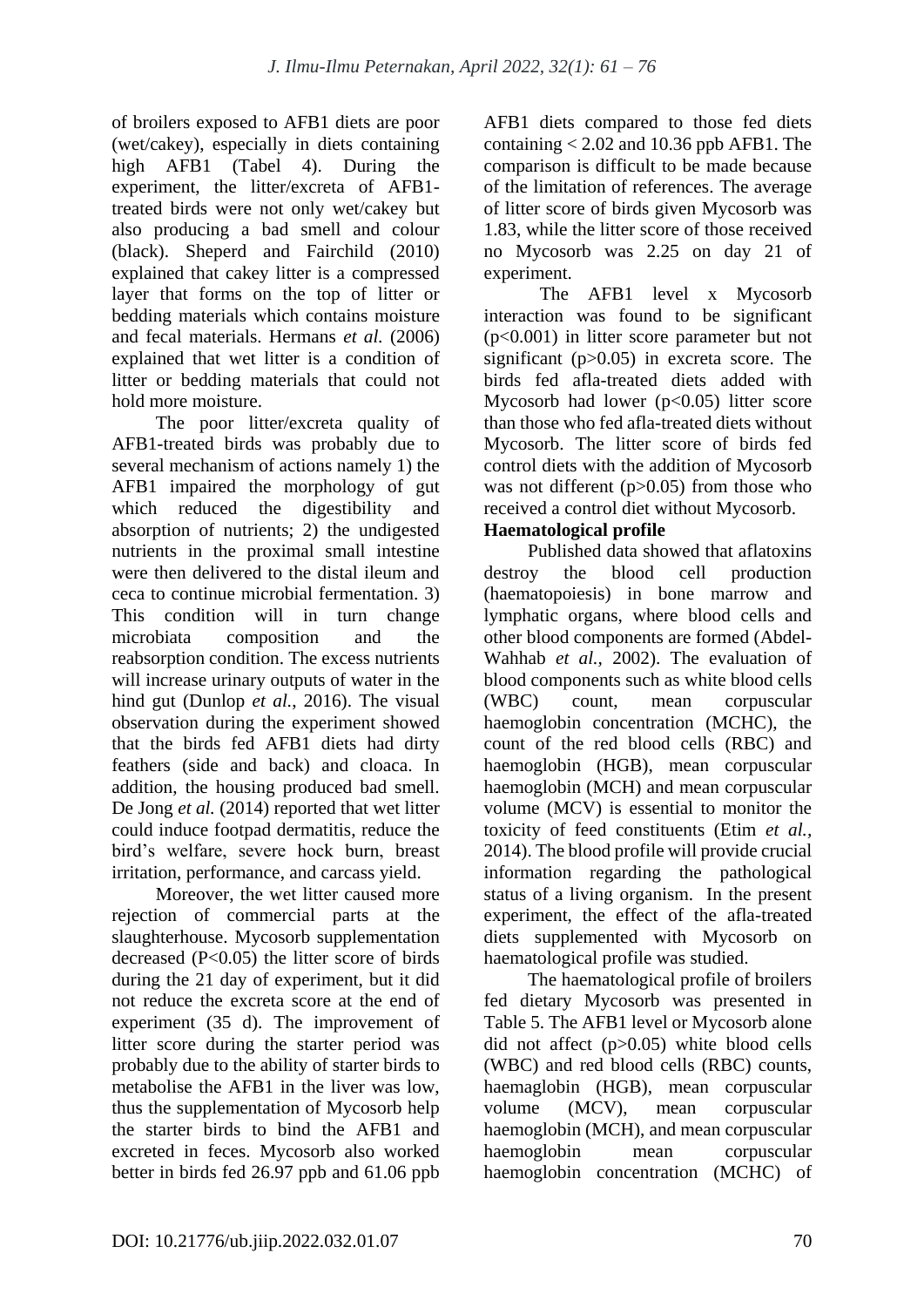of broilers exposed to AFB1 diets are poor (wet/cakey), especially in diets containing high AFB1 (Tabel 4). During the experiment, the litter/excreta of AFB1-treated birds were not only wet/cakey but also producing a bad smell and colour (black). Sheperd and Fairchild (2010) explained that cakey litter is a compressed layer that forms on the top of litter or bedding materials which contains moisture and fecal materials. Hermans *et al.* (2006) explained that wet litter is a condition of litter or bedding materials that could not hold more moisture.

The poor litter/excreta quality of AFB1-treated birds was probably due to several mechanism of actions namely 1) the AFB1 impaired the morphology of gut which reduced the digestibility and absorption of nutrients; 2) the undigested nutrients in the proximal small intestine were then delivered to the distal ileum and ceca to continue microbial fermentation. 3) This condition will in turn change microbiata composition and the reabsorption condition. The excess nutrients will increase urinary outputs of water in the hind gut (Dunlop *et al.*, 2016). The visual observation during the experiment showed that the birds fed AFB1 diets had dirty feathers (side and back) and cloaca. In addition, the housing produced bad smell. De Jong *et al.* (2014) reported that wet litter could induce footpad dermatitis, reduce the bird's welfare, severe hock burn, breast irritation, performance, and carcass yield.

Moreover, the wet litter caused more rejection of commercial parts at the slaughterhouse. Mycosorb supplementation decreased ($P<0.05$) the litter score of birds during the 21 day of experiment, but it did not reduce the excreta score at the end of experiment (35 d). The improvement of litter score during the starter period was probably due to the ability of starter birds to metabolise the AFB1 in the liver was low, thus the supplementation of Mycosorb help the starter birds to bind the AFB1 and excreted in feces. Mycosorb also worked better in birds fed 26.97 ppb and 61.06 ppb AFB1 diets compared to those fed diets containing < 2.02 and 10.36 ppb AFB1. The comparison is difficult to be made because of the limitation of references. The average of litter score of birds given Mycosorb was 1.83, while the litter score of those received no Mycosorb was 2.25 on day 21 of experiment.

The AFB1 level x Mycosorb interaction was found to be significant ($p<0.001$) in litter score parameter but not significant ($p>0.05$) in excreta score. The birds fed afla-treated diets added with Mycosorb had lower ($p<0.05$) litter score than those who fed afla-treated diets without Mycosorb. The litter score of birds fed control diets with the addition of Mycosorb was not different ($p>0.05$) from those who received a control diet without Mycosorb.

**Haematological profile**

Published data showed that aflatoxins destroy the blood cell production (haematopoiesis) in bone marrow and lymphatic organs, where blood cells and other blood components are formed (Abdel-Wahhab *et al.,* 2002). The evaluation of blood components such as white blood cells (WBC) count, mean corpuscular haemoglobin concentration (MCHC), the count of the red blood cells (RBC) and haemoglobin (HGB), mean corpuscular haemoglobin (MCH) and mean corpuscular volume (MCV) is essential to monitor the toxicity of feed constituents (Etim *et al.*, 2014). The blood profile will provide crucial information regarding the pathological status of a living organism. In the present experiment, the effect of the afla-treated diets supplemented with Mycosorb on haematological profile was studied.

The haematological profile of broilers fed dietary Mycosorb was presented in Table 5. The AFB1 level or Mycosorb alone did not affect ($p>0.05$) white blood cells (WBC) and red blood cells (RBC) counts, haemaglobin (HGB), mean corpuscular volume (MCV), mean corpuscular haemoglobin (MCH), and mean corpuscular haemoglobin mean corpuscular haemoglobin concentration (MCHC) of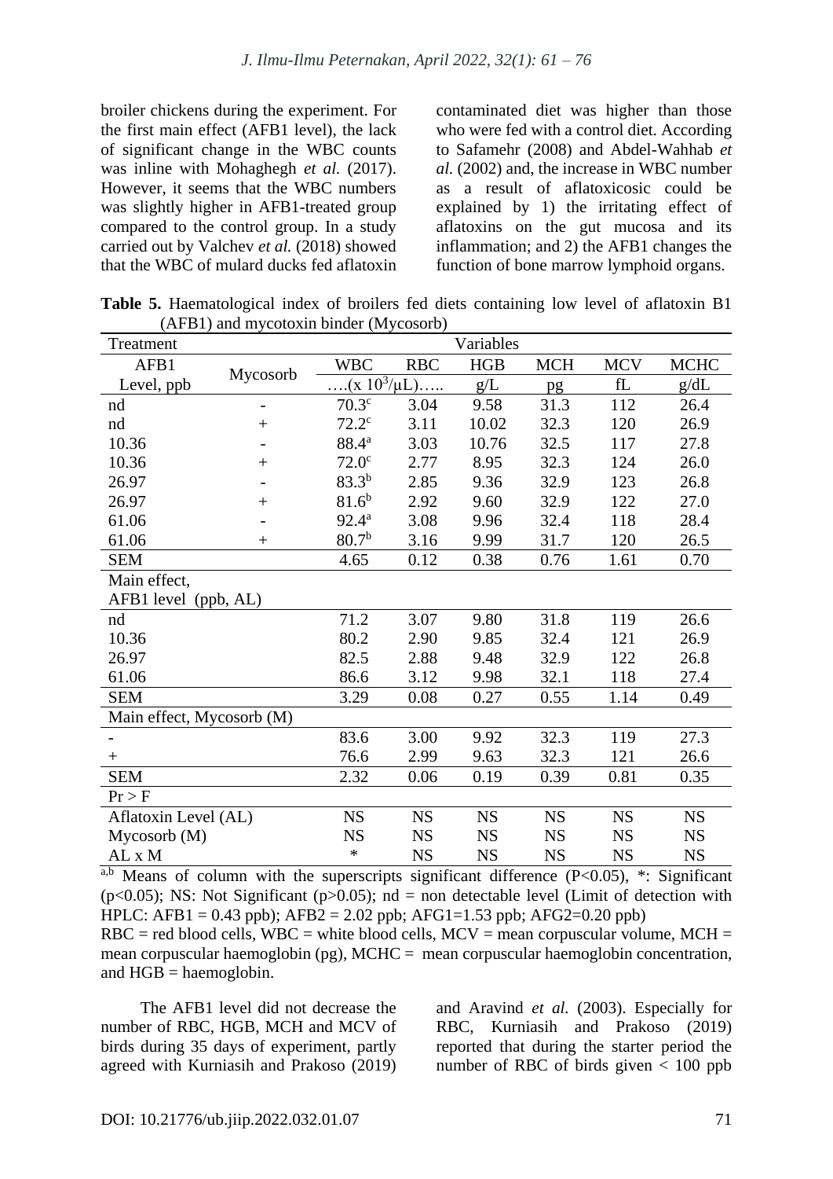broiler chickens during the experiment. For the first main effect (AFB1 level), the lack of significant change in the WBC counts was inline with Mohaghegh *et al.* (2017). However, it seems that the WBC numbers was slightly higher in AFB1-treated group compared to the control group. In a study carried out by Valchev *et al.* (2018) showed that the WBC of mulard ducks fed aflatoxin contaminated diet was higher than those who were fed with a control diet. According to Safamehr (2008) and Abdel-Wahhab *et al.* (2002) and, the increase in WBC number as a result of aflatoxicosic could be explained by 1) the irritating effect of aflatoxins on the gut mucosa and its inflammation; and 2) the AFB1 changes the function of bone marrow lymphoid organs.

**Table 5.** Haematological index of broilers fed diets containing low level of aflatoxin B1 (AFB1) and mycotoxin binder (Mycosorb)

| Treatment | | Variables | | | | | |
|---|---|---|---|---|---|---|---|
| AFB1 Level, ppb | Mycosorb | WBC | RBC | HGB | MCH | MCV | MCHC |
| | | ….($x\ 10^3/\mu L$)….. | | g/L | pg | fL | g/dL |
| nd | - | $70.3^c$ | 3.04 | 9.58 | 31.3 | 112 | 26.4 |
| nd | + | $72.2^c$ | 3.11 | 10.02 | 32.3 | 120 | 26.9 |
| 10.36 | - | $88.4^a$ | 3.03 | 10.76 | 32.5 | 117 | 27.8 |
| 10.36 | + | $72.0^c$ | 2.77 | 8.95 | 32.3 | 124 | 26.0 |
| 26.97 | - | $83.3^b$ | 2.85 | 9.36 | 32.9 | 123 | 26.8 |
| 26.97 | + | $81.6^b$ | 2.92 | 9.60 | 32.9 | 122 | 27.0 |
| 61.06 | - | $92.4^a$ | 3.08 | 9.96 | 32.4 | 118 | 28.4 |
| 61.06 | + | $80.7^b$ | 3.16 | 9.99 | 31.7 | 120 | 26.5 |
| SEM | | 4.65 | 0.12 | 0.38 | 0.76 | 1.61 | 0.70 |
| Main effect, AFB1 level (ppb, AL) | | | | | | | |
| nd | | 71.2 | 3.07 | 9.80 | 31.8 | 119 | 26.6 |
| 10.36 | | 80.2 | 2.90 | 9.85 | 32.4 | 121 | 26.9 |
| 26.97 | | 82.5 | 2.88 | 9.48 | 32.9 | 122 | 26.8 |
| 61.06 | | 86.6 | 3.12 | 9.98 | 32.1 | 118 | 27.4 |
| SEM | | 3.29 | 0.08 | 0.27 | 0.55 | 1.14 | 0.49 |
| Main effect, Mycosorb (M) | | | | | | | |
| - | | 83.6 | 3.00 | 9.92 | 32.3 | 119 | 27.3 |
| + | | 76.6 | 2.99 | 9.63 | 32.3 | 121 | 26.6 |
| SEM | | 2.32 | 0.06 | 0.19 | 0.39 | 0.81 | 0.35 |
| Pr > F | | | | | | | |
| Aflatoxin Level (AL) | | NS | NS | NS | NS | NS | NS |
| Mycosorb (M) | | NS | NS | NS | NS | NS | NS |
| AL x M | | * | NS | NS | NS | NS | NS |

[a,b] Means of column with the superscripts significant difference ($P<0.05$), *: Significant ($p<0.05$); NS: Not Significant ($p>0.05$); nd = non detectable level (Limit of detection with HPLC: AFB1 = 0.43 ppb); AFB2 = 2.02 ppb; AFG1=1.53 ppb; AFG2=0.20 ppb)

RBC = red blood cells, WBC = white blood cells, MCV = mean corpuscular volume, MCH = mean corpuscular haemoglobin (pg), MCHC = mean corpuscular haemoglobin concentration, and HGB = haemoglobin.

The AFB1 level did not decrease the number of RBC, HGB, MCH and MCV of birds during 35 days of experiment, partly agreed with Kurniasih and Prakoso (2019) and Aravind *et al.* (2003). Especially for RBC, Kurniasih and Prakoso (2019) reported that during the starter period the number of RBC of birds given < 100 ppb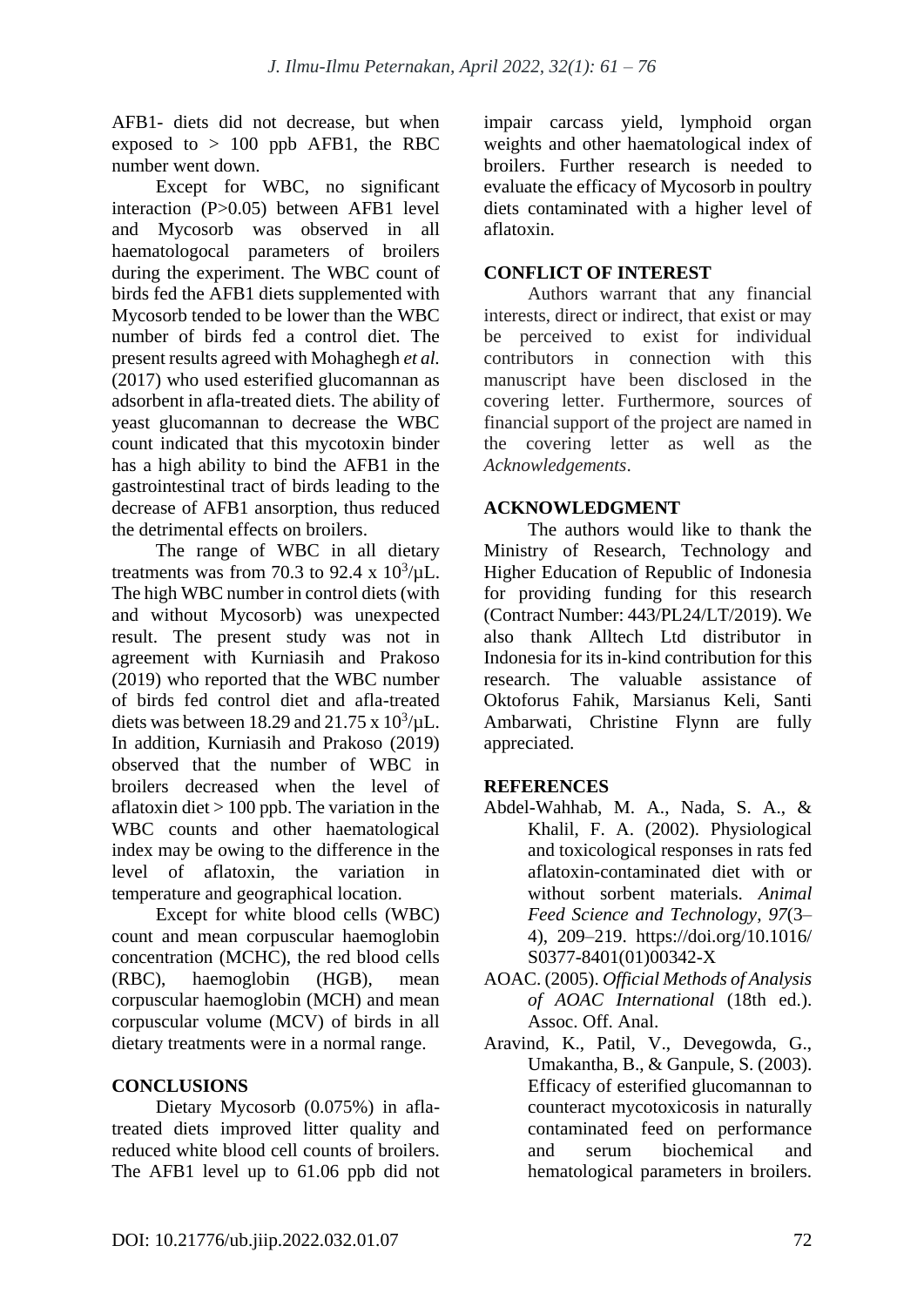AFB1- diets did not decrease, but when exposed to > 100 ppb AFB1, the RBC number went down.

Except for WBC, no significant interaction (P>0.05) between AFB1 level and Mycosorb was observed in all haematologocal parameters of broilers during the experiment. The WBC count of birds fed the AFB1 diets supplemented with Mycosorb tended to be lower than the WBC number of birds fed a control diet. The present results agreed with Mohaghegh *et al.* (2017) who used esterified glucomannan as adsorbent in afla-treated diets. The ability of yeast glucomannan to decrease the WBC count indicated that this mycotoxin binder has a high ability to bind the AFB1 in the gastrointestinal tract of birds leading to the decrease of AFB1 ansorption, thus reduced the detrimental effects on broilers.

The range of WBC in all dietary treatments was from 70.3 to 92.4 x $10^3$/µL. The high WBC number in control diets (with and without Mycosorb) was unexpected result. The present study was not in agreement with Kurniasih and Prakoso (2019) who reported that the WBC number of birds fed control diet and afla-treated diets was between 18.29 and 21.75 x $10^3$/µL. In addition, Kurniasih and Prakoso (2019) observed that the number of WBC in broilers decreased when the level of aflatoxin diet > 100 ppb. The variation in the WBC counts and other haematological index may be owing to the difference in the level of aflatoxin, the variation in temperature and geographical location.

Except for white blood cells (WBC) count and mean corpuscular haemoglobin concentration (MCHC), the red blood cells (RBC), haemoglobin (HGB), mean corpuscular haemoglobin (MCH) and mean corpuscular volume (MCV) of birds in all dietary treatments were in a normal range.

## CONCLUSIONS

Dietary Mycosorb (0.075%) in afla-treated diets improved litter quality and reduced white blood cell counts of broilers. The AFB1 level up to 61.06 ppb did not impair carcass yield, lymphoid organ weights and other haematological index of broilers. Further research is needed to evaluate the efficacy of Mycosorb in poultry diets contaminated with a higher level of aflatoxin.

## CONFLICT OF INTEREST

Authors warrant that any financial interests, direct or indirect, that exist or may be perceived to exist for individual contributors in connection with this manuscript have been disclosed in the covering letter. Furthermore, sources of financial support of the project are named in the covering letter as well as the *Acknowledgements*.

## ACKNOWLEDGMENT

The authors would like to thank the Ministry of Research, Technology and Higher Education of Republic of Indonesia for providing funding for this research (Contract Number: 443/PL24/LT/2019). We also thank Alltech Ltd distributor in Indonesia for its in-kind contribution for this research. The valuable assistance of Oktoforus Fahik, Marsianus Keli, Santi Ambarwati, Christine Flynn are fully appreciated.

## REFERENCES

Abdel-Wahhab, M. A., Nada, S. A., & Khalil, F. A. (2002). Physiological and toxicological responses in rats fed aflatoxin-contaminated diet with or without sorbent materials. *Animal Feed Science and Technology*, *97*(3–4), 209–219. https://doi.org/10.1016/S0377-8401(01)00342-X

AOAC. (2005). *Official Methods of Analysis of AOAC International* (18th ed.). Assoc. Off. Anal.

Aravind, K., Patil, V., Devegowda, G., Umakantha, B., & Ganpule, S. (2003). Efficacy of esterified glucomannan to counteract mycotoxicosis in naturally contaminated feed on performance and serum biochemical and hematological parameters in broilers.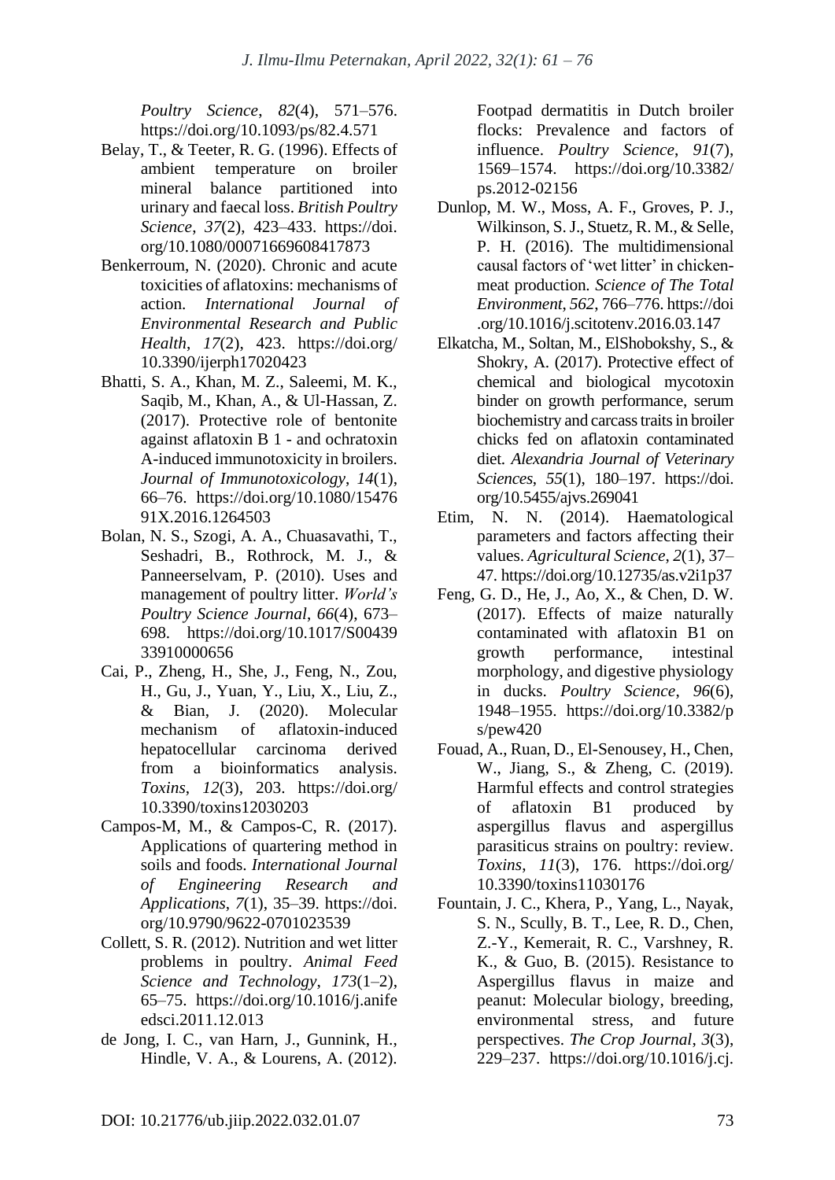*Poultry Science*, *82*(4), 571–576. https://doi.org/10.1093/ps/82.4.571

Belay, T., & Teeter, R. G. (1996). Effects of ambient temperature on broiler mineral balance partitioned into urinary and faecal loss. *British Poultry Science*, *37*(2), 423–433. https://doi.org/10.1080/00071669608417873

Benkerroum, N. (2020). Chronic and acute toxicities of aflatoxins: mechanisms of action. *International Journal of Environmental Research and Public Health*, *17*(2), 423. https://doi.org/10.3390/ijerph17020423

Bhatti, S. A., Khan, M. Z., Saleemi, M. K., Saqib, M., Khan, A., & Ul-Hassan, Z. (2017). Protective role of bentonite against aflatoxin B 1 - and ochratoxin A-induced immunotoxicity in broilers. *Journal of Immunotoxicology*, *14*(1), 66–76. https://doi.org/10.1080/1547691X.2016.1264503

Bolan, N. S., Szogi, A. A., Chuasavathi, T., Seshadri, B., Rothrock, M. J., & Panneerselvam, P. (2010). Uses and management of poultry litter. *World's Poultry Science Journal*, *66*(4), 673–698. https://doi.org/10.1017/S0043933910000656

Cai, P., Zheng, H., She, J., Feng, N., Zou, H., Gu, J., Yuan, Y., Liu, X., Liu, Z., & Bian, J. (2020). Molecular mechanism of aflatoxin-induced hepatocellular carcinoma derived from a bioinformatics analysis. *Toxins*, *12*(3), 203. https://doi.org/10.3390/toxins12030203

Campos-M, M., & Campos-C, R. (2017). Applications of quartering method in soils and foods. *International Journal of Engineering Research and Applications*, *7*(1), 35–39. https://doi.org/10.9790/9622-0701023539

Collett, S. R. (2012). Nutrition and wet litter problems in poultry. *Animal Feed Science and Technology*, *173*(1–2), 65–75. https://doi.org/10.1016/j.anifeedsci.2011.12.013

de Jong, I. C., van Harn, J., Gunnink, H., Hindle, V. A., & Lourens, A. (2012). Footpad dermatitis in Dutch broiler flocks: Prevalence and factors of influence. *Poultry Science*, *91*(7), 1569–1574. https://doi.org/10.3382/ps.2012-02156

Dunlop, M. W., Moss, A. F., Groves, P. J., Wilkinson, S. J., Stuetz, R. M., & Selle, P. H. (2016). The multidimensional causal factors of 'wet litter' in chicken-meat production. *Science of The Total Environment*, *562*, 766–776. https://doi.org/10.1016/j.scitotenv.2016.03.147

Elkatcha, M., Soltan, M., ElShobokshy, S., & Shokry, A. (2017). Protective effect of chemical and biological mycotoxin binder on growth performance, serum biochemistry and carcass traits in broiler chicks fed on aflatoxin contaminated diet. *Alexandria Journal of Veterinary Sciences*, *55*(1), 180–197. https://doi.org/10.5455/ajvs.269041

Etim, N. N. (2014). Haematological parameters and factors affecting their values. *Agricultural Science*, *2*(1), 37–47. https://doi.org/10.12735/as.v2i1p37

Feng, G. D., He, J., Ao, X., & Chen, D. W. (2017). Effects of maize naturally contaminated with aflatoxin B1 on growth performance, intestinal morphology, and digestive physiology in ducks. *Poultry Science*, *96*(6), 1948–1955. https://doi.org/10.3382/ps/pew420

Fouad, A., Ruan, D., El-Senousey, H., Chen, W., Jiang, S., & Zheng, C. (2019). Harmful effects and control strategies of aflatoxin B1 produced by aspergillus flavus and aspergillus parasiticus strains on poultry: review. *Toxins*, *11*(3), 176. https://doi.org/10.3390/toxins11030176

Fountain, J. C., Khera, P., Yang, L., Nayak, S. N., Scully, B. T., Lee, R. D., Chen, Z.-Y., Kemerait, R. C., Varshney, R. K., & Guo, B. (2015). Resistance to Aspergillus flavus in maize and peanut: Molecular biology, breeding, environmental stress, and future perspectives. *The Crop Journal*, *3*(3), 229–237. https://doi.org/10.1016/j.cj.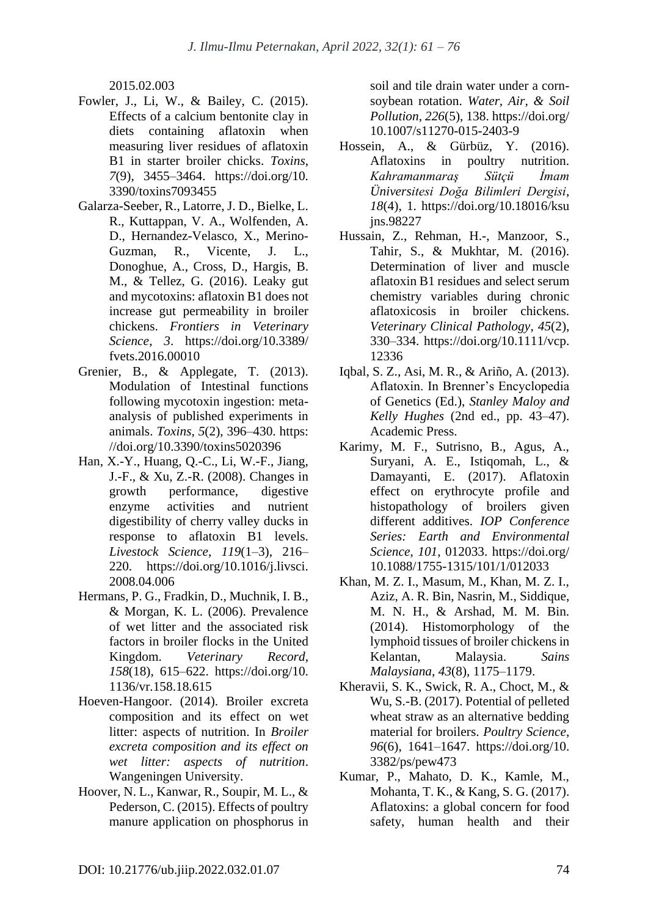2015.02.003

Fowler, J., Li, W., & Bailey, C. (2015). Effects of a calcium bentonite clay in diets containing aflatoxin when measuring liver residues of aflatoxin B1 in starter broiler chicks. *Toxins*, *7*(9), 3455–3464. https://doi.org/10.3390/toxins7093455

Galarza-Seeber, R., Latorre, J. D., Bielke, L. R., Kuttappan, V. A., Wolfenden, A. D., Hernandez-Velasco, X., Merino-Guzman, R., Vicente, J. L., Donoghue, A., Cross, D., Hargis, B. M., & Tellez, G. (2016). Leaky gut and mycotoxins: aflatoxin B1 does not increase gut permeability in broiler chickens. *Frontiers in Veterinary Science*, *3*. https://doi.org/10.3389/fvets.2016.00010

Grenier, B., & Applegate, T. (2013). Modulation of Intestinal functions following mycotoxin ingestion: meta-analysis of published experiments in animals. *Toxins*, *5*(2), 396–430. https://doi.org/10.3390/toxins5020396

Han, X.-Y., Huang, Q.-C., Li, W.-F., Jiang, J.-F., & Xu, Z.-R. (2008). Changes in growth performance, digestive enzyme activities and nutrient digestibility of cherry valley ducks in response to aflatoxin B1 levels. *Livestock Science*, *119*(1–3), 216–220. https://doi.org/10.1016/j.livsci.2008.04.006

Hermans, P. G., Fradkin, D., Muchnik, I. B., & Morgan, K. L. (2006). Prevalence of wet litter and the associated risk factors in broiler flocks in the United Kingdom. *Veterinary Record*, *158*(18), 615–622. https://doi.org/10.1136/vr.158.18.615

Hoeven-Hangoor. (2014). Broiler excreta composition and its effect on wet litter: aspects of nutrition. In *Broiler excreta composition and its effect on wet litter: aspects of nutrition*. Wangeningen University.

Hoover, N. L., Kanwar, R., Soupir, M. L., & Pederson, C. (2015). Effects of poultry manure application on phosphorus in soil and tile drain water under a corn-soybean rotation. *Water, Air, & Soil Pollution*, *226*(5), 138. https://doi.org/10.1007/s11270-015-2403-9

Hossein, A., & Gürbüz, Y. (2016). Aflatoxins in poultry nutrition. *Kahramanmaraş Sütçü İmam Üniversitesi Doğa Bilimleri Dergisi*, *18*(4), 1. https://doi.org/10.18016/ksujns.98227

Hussain, Z., Rehman, H.-, Manzoor, S., Tahir, S., & Mukhtar, M. (2016). Determination of liver and muscle aflatoxin B1 residues and select serum chemistry variables during chronic aflatoxicosis in broiler chickens. *Veterinary Clinical Pathology*, *45*(2), 330–334. https://doi.org/10.1111/vcp.12336

Iqbal, S. Z., Asi, M. R., & Ariño, A. (2013). Aflatoxin. In Brenner's Encyclopedia of Genetics (Ed.), *Stanley Maloy and Kelly Hughes* (2nd ed., pp. 43–47). Academic Press.

Karimy, M. F., Sutrisno, B., Agus, A., Suryani, A. E., Istiqomah, L., & Damayanti, E. (2017). Aflatoxin effect on erythrocyte profile and histopathology of broilers given different additives. *IOP Conference Series: Earth and Environmental Science*, *101*, 012033. https://doi.org/10.1088/1755-1315/101/1/012033

Khan, M. Z. I., Masum, M., Khan, M. Z. I., Aziz, A. R. Bin, Nasrin, M., Siddique, M. N. H., & Arshad, M. M. Bin. (2014). Histomorphology of the lymphoid tissues of broiler chickens in Kelantan, Malaysia. *Sains Malaysiana*, *43*(8), 1175–1179.

Kheravii, S. K., Swick, R. A., Choct, M., & Wu, S.-B. (2017). Potential of pelleted wheat straw as an alternative bedding material for broilers. *Poultry Science*, *96*(6), 1641–1647. https://doi.org/10.3382/ps/pew473

Kumar, P., Mahato, D. K., Kamle, M., Mohanta, T. K., & Kang, S. G. (2017). Aflatoxins: a global concern for food safety, human health and their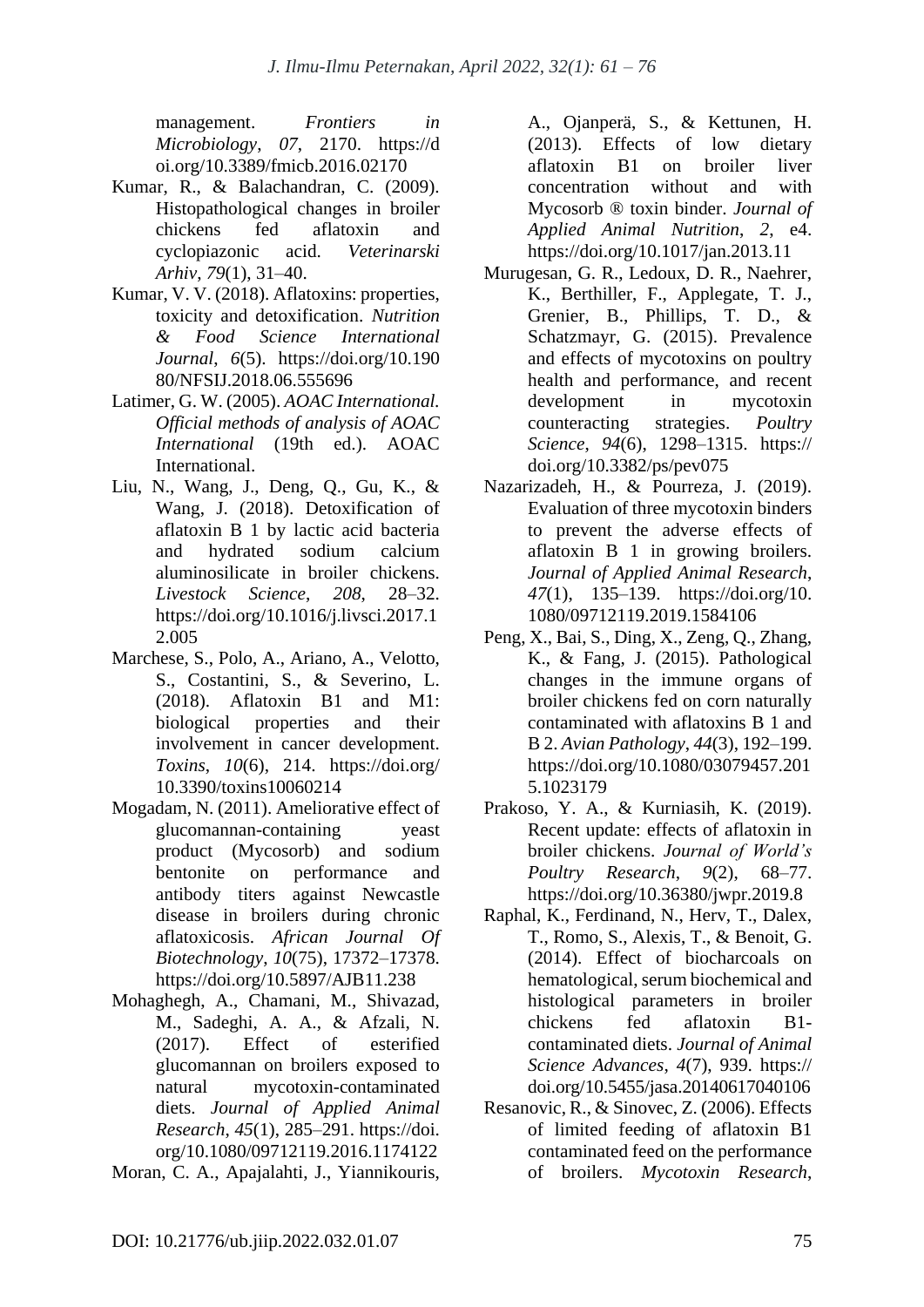management. *Frontiers in Microbiology*, *07*, 2170. https://doi.org/10.3389/fmicb.2016.02170

Kumar, R., & Balachandran, C. (2009). Histopathological changes in broiler chickens fed aflatoxin and cyclopiazonic acid. *Veterinarski Arhiv*, *79*(1), 31–40.

Kumar, V. V. (2018). Aflatoxins: properties, toxicity and detoxification. *Nutrition & Food Science International Journal*, *6*(5). https://doi.org/10.19080/NFSIJ.2018.06.555696

Latimer, G. W. (2005). *AOAC International. Official methods of analysis of AOAC International* (19th ed.). AOAC International.

Liu, N., Wang, J., Deng, Q., Gu, K., & Wang, J. (2018). Detoxification of aflatoxin B 1 by lactic acid bacteria and hydrated sodium calcium aluminosilicate in broiler chickens. *Livestock Science*, *208*, 28–32. https://doi.org/10.1016/j.livsci.2017.12.005

Marchese, S., Polo, A., Ariano, A., Velotto, S., Costantini, S., & Severino, L. (2018). Aflatoxin B1 and M1: biological properties and their involvement in cancer development. *Toxins*, *10*(6), 214. https://doi.org/10.3390/toxins10060214

Mogadam, N. (2011). Ameliorative effect of glucomannan-containing yeast product (Mycosorb) and sodium bentonite on performance and antibody titers against Newcastle disease in broilers during chronic aflatoxicosis. *African Journal Of Biotechnology*, *10*(75), 17372–17378. https://doi.org/10.5897/AJB11.238

Mohaghegh, A., Chamani, M., Shivazad, M., Sadeghi, A. A., & Afzali, N. (2017). Effect of esterified glucomannan on broilers exposed to natural mycotoxin-contaminated diets. *Journal of Applied Animal Research*, *45*(1), 285–291. https://doi.org/10.1080/09712119.2016.1174122

Moran, C. A., Apajalahti, J., Yiannikouris, A., Ojanperä, S., & Kettunen, H. (2013). Effects of low dietary aflatoxin B1 on broiler liver concentration without and with Mycosorb ® toxin binder. *Journal of Applied Animal Nutrition*, *2*, e4. https://doi.org/10.1017/jan.2013.11

Murugesan, G. R., Ledoux, D. R., Naehrer, K., Berthiller, F., Applegate, T. J., Grenier, B., Phillips, T. D., & Schatzmayr, G. (2015). Prevalence and effects of mycotoxins on poultry health and performance, and recent development in mycotoxin counteracting strategies. *Poultry Science*, *94*(6), 1298–1315. https://doi.org/10.3382/ps/pev075

Nazarizadeh, H., & Pourreza, J. (2019). Evaluation of three mycotoxin binders to prevent the adverse effects of aflatoxin B 1 in growing broilers. *Journal of Applied Animal Research*, *47*(1), 135–139. https://doi.org/10.1080/09712119.2019.1584106

Peng, X., Bai, S., Ding, X., Zeng, Q., Zhang, K., & Fang, J. (2015). Pathological changes in the immune organs of broiler chickens fed on corn naturally contaminated with aflatoxins B 1 and B 2. *Avian Pathology*, *44*(3), 192–199. https://doi.org/10.1080/03079457.2015.1023179

Prakoso, Y. A., & Kurniasih, K. (2019). Recent update: effects of aflatoxin in broiler chickens. *Journal of World's Poultry Research*, *9*(2), 68–77. https://doi.org/10.36380/jwpr.2019.8

Raphal, K., Ferdinand, N., Herv, T., Dalex, T., Romo, S., Alexis, T., & Benoit, G. (2014). Effect of biocharcoals on hematological, serum biochemical and histological parameters in broiler chickens fed aflatoxin B1-contaminated diets. *Journal of Animal Science Advances*, *4*(7), 939. https://doi.org/10.5455/jasa.20140617040106

Resanovic, R., & Sinovec, Z. (2006). Effects of limited feeding of aflatoxin B1 contaminated feed on the performance of broilers. *Mycotoxin Research*,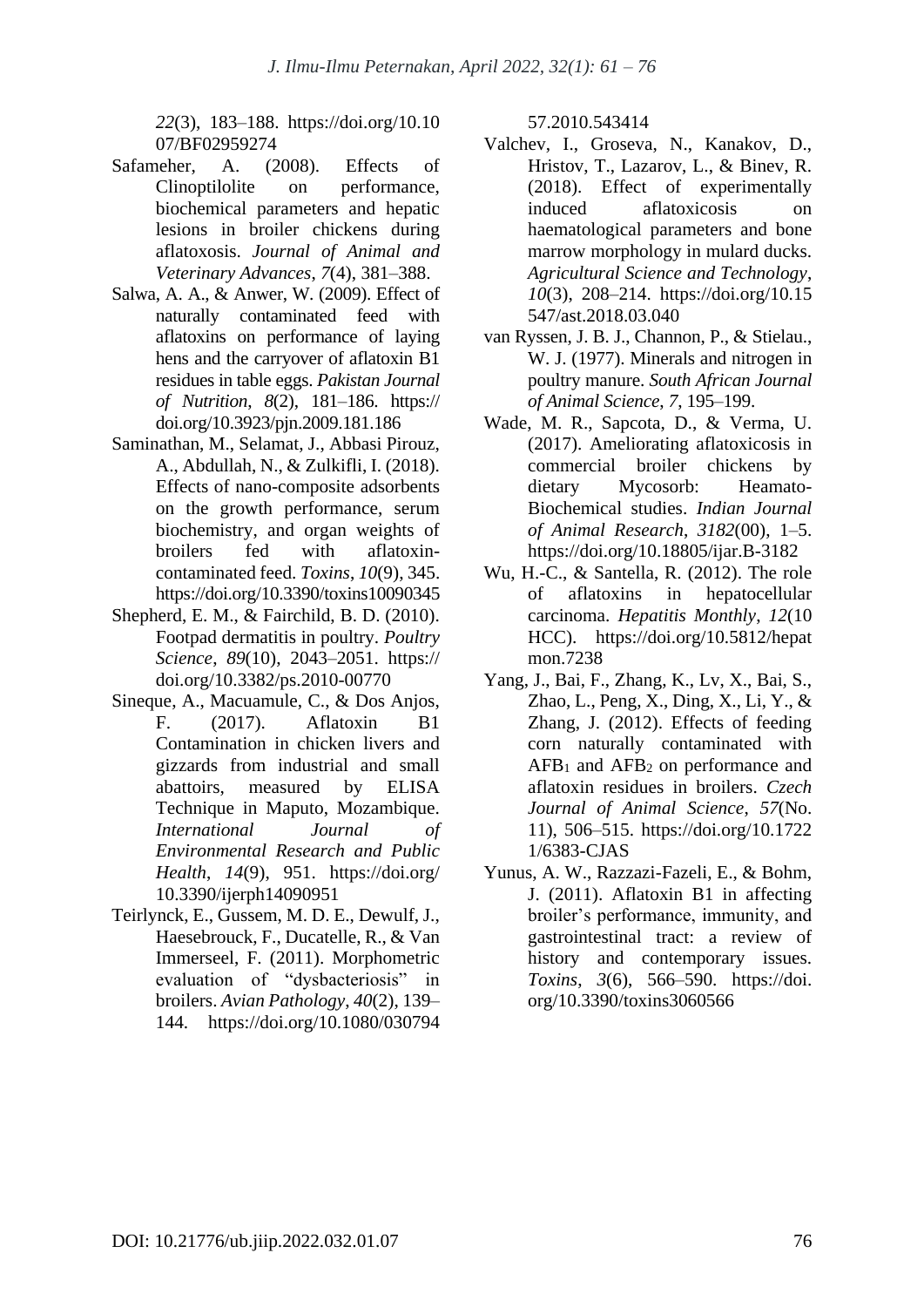*22*(3), 183–188. https://doi.org/10.1007/BF02959274

Safameher, A. (2008). Effects of Clinoptilolite on performance, biochemical parameters and hepatic lesions in broiler chickens during aflatoxosis. *Journal of Animal and Veterinary Advances*, *7*(4), 381–388.

Salwa, A. A., & Anwer, W. (2009). Effect of naturally contaminated feed with aflatoxins on performance of laying hens and the carryover of aflatoxin B1 residues in table eggs. *Pakistan Journal of Nutrition*, *8*(2), 181–186. https://doi.org/10.3923/pjn.2009.181.186

Saminathan, M., Selamat, J., Abbasi Pirouz, A., Abdullah, N., & Zulkifli, I. (2018). Effects of nano-composite adsorbents on the growth performance, serum biochemistry, and organ weights of broilers fed with aflatoxin-contaminated feed. *Toxins*, *10*(9), 345. https://doi.org/10.3390/toxins10090345

Shepherd, E. M., & Fairchild, B. D. (2010). Footpad dermatitis in poultry. *Poultry Science*, *89*(10), 2043–2051. https://doi.org/10.3382/ps.2010-00770

Sineque, A., Macuamule, C., & Dos Anjos, F. (2017). Aflatoxin B1 Contamination in chicken livers and gizzards from industrial and small abattoirs, measured by ELISA Technique in Maputo, Mozambique. *International Journal of Environmental Research and Public Health*, *14*(9), 951. https://doi.org/10.3390/ijerph14090951

Teirlynck, E., Gussem, M. D. E., Dewulf, J., Haesebrouck, F., Ducatelle, R., & Van Immerseel, F. (2011). Morphometric evaluation of "dysbacteriosis" in broilers. *Avian Pathology*, *40*(2), 139–144. https://doi.org/10.1080/03079457.2010.543414

Valchev, I., Groseva, N., Kanakov, D., Hristov, T., Lazarov, L., & Binev, R. (2018). Effect of experimentally induced aflatoxicosis on haematological parameters and bone marrow morphology in mulard ducks. *Agricultural Science and Technology*, *10*(3), 208–214. https://doi.org/10.15547/ast.2018.03.040

van Ryssen, J. B. J., Channon, P., & Stielau., W. J. (1977). Minerals and nitrogen in poultry manure. *South African Journal of Animal Science*, *7*, 195–199.

Wade, M. R., Sapcota, D., & Verma, U. (2017). Ameliorating aflatoxicosis in commercial broiler chickens by dietary Mycosorb: Heamato-Biochemical studies. *Indian Journal of Animal Research*, *3182*(00), 1–5. https://doi.org/10.18805/ijar.B-3182

Wu, H.-C., & Santella, R. (2012). The role of aflatoxins in hepatocellular carcinoma. *Hepatitis Monthly*, *12*(10 HCC). https://doi.org/10.5812/hepatmon.7238

Yang, J., Bai, F., Zhang, K., Lv, X., Bai, S., Zhao, L., Peng, X., Ding, X., Li, Y., & Zhang, J. (2012). Effects of feeding corn naturally contaminated with $AFB_1$ and $AFB_2$ on performance and aflatoxin residues in broilers. *Czech Journal of Animal Science*, *57*(No. 11), 506–515. https://doi.org/10.17221/6383-CJAS

Yunus, A. W., Razzazi-Fazeli, E., & Bohm, J. (2011). Aflatoxin B1 in affecting broiler's performance, immunity, and gastrointestinal tract: a review of history and contemporary issues. *Toxins*, *3*(6), 566–590. https://doi.org/10.3390/toxins3060566